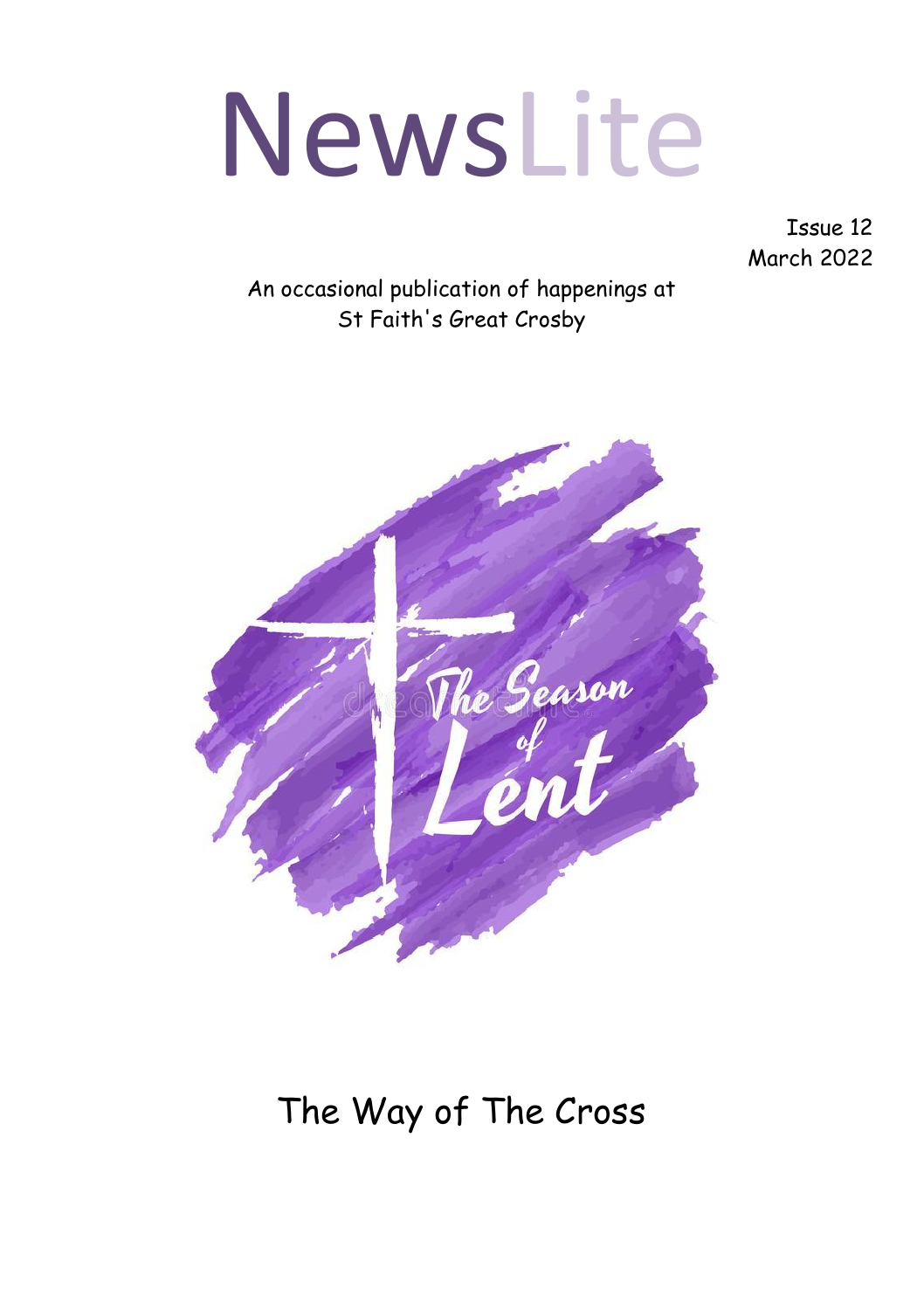# NewsLite

Issue 12
March 2022

An occasional publication of happenings at St Faith's Great Crosby

The Season of Lent

## The Way of The Cross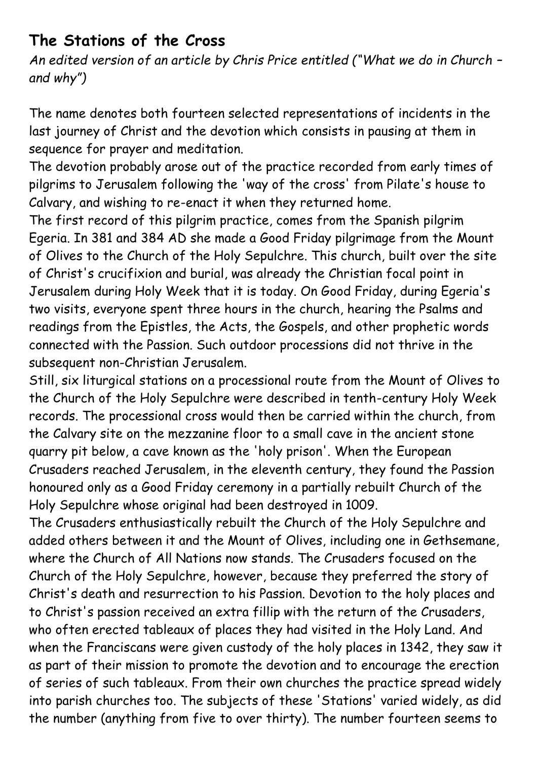## The Stations of the Cross

*An edited version of an article by Chris Price entitled ("What we do in Church – and why")*

The name denotes both fourteen selected representations of incidents in the last journey of Christ and the devotion which consists in pausing at them in sequence for prayer and meditation.

The devotion probably arose out of the practice recorded from early times of pilgrims to Jerusalem following the 'way of the cross' from Pilate's house to Calvary, and wishing to re-enact it when they returned home.

The first record of this pilgrim practice, comes from the Spanish pilgrim Egeria. In 381 and 384 AD she made a Good Friday pilgrimage from the Mount of Olives to the Church of the Holy Sepulchre. This church, built over the site of Christ's crucifixion and burial, was already the Christian focal point in Jerusalem during Holy Week that it is today. On Good Friday, during Egeria's two visits, everyone spent three hours in the church, hearing the Psalms and readings from the Epistles, the Acts, the Gospels, and other prophetic words connected with the Passion. Such outdoor processions did not thrive in the subsequent non-Christian Jerusalem.

Still, six liturgical stations on a processional route from the Mount of Olives to the Church of the Holy Sepulchre were described in tenth-century Holy Week records. The processional cross would then be carried within the church, from the Calvary site on the mezzanine floor to a small cave in the ancient stone quarry pit below, a cave known as the 'holy prison'. When the European Crusaders reached Jerusalem, in the eleventh century, they found the Passion honoured only as a Good Friday ceremony in a partially rebuilt Church of the Holy Sepulchre whose original had been destroyed in 1009.

The Crusaders enthusiastically rebuilt the Church of the Holy Sepulchre and added others between it and the Mount of Olives, including one in Gethsemane, where the Church of All Nations now stands. The Crusaders focused on the Church of the Holy Sepulchre, however, because they preferred the story of Christ's death and resurrection to his Passion. Devotion to the holy places and to Christ's passion received an extra fillip with the return of the Crusaders, who often erected tableaux of places they had visited in the Holy Land. And when the Franciscans were given custody of the holy places in 1342, they saw it as part of their mission to promote the devotion and to encourage the erection of series of such tableaux. From their own churches the practice spread widely into parish churches too. The subjects of these 'Stations' varied widely, as did the number (anything from five to over thirty). The number fourteen seems to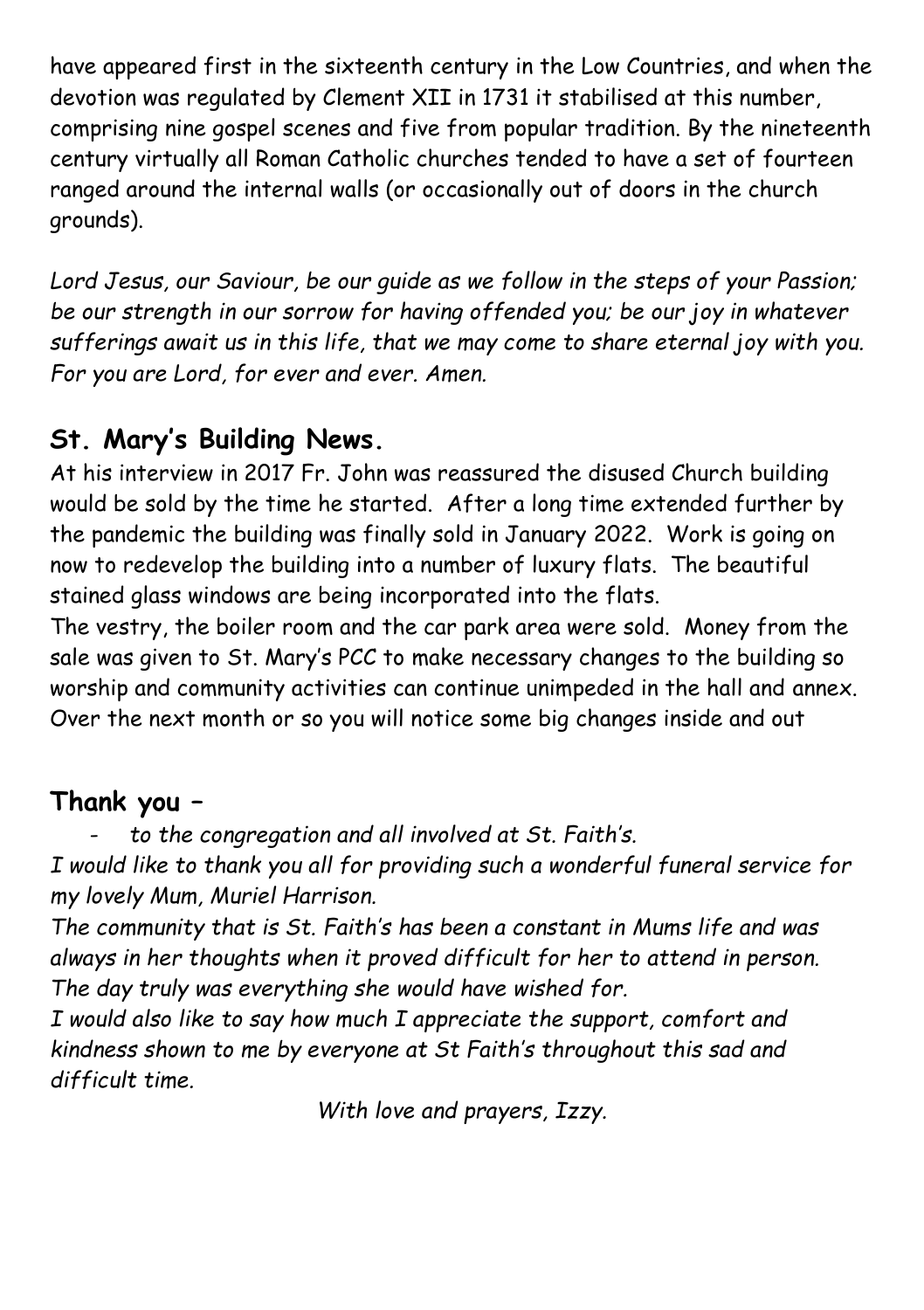have appeared first in the sixteenth century in the Low Countries, and when the devotion was regulated by Clement XII in 1731 it stabilised at this number, comprising nine gospel scenes and five from popular tradition. By the nineteenth century virtually all Roman Catholic churches tended to have a set of fourteen ranged around the internal walls (or occasionally out of doors in the church grounds).

*Lord Jesus, our Saviour, be our guide as we follow in the steps of your Passion; be our strength in our sorrow for having offended you; be our joy in whatever sufferings await us in this life, that we may come to share eternal joy with you. For you are Lord, for ever and ever. Amen.*

## St. Mary's Building News.

At his interview in 2017 Fr. John was reassured the disused Church building would be sold by the time he started. After a long time extended further by the pandemic the building was finally sold in January 2022. Work is going on now to redevelop the building into a number of luxury flats. The beautiful stained glass windows are being incorporated into the flats.

The vestry, the boiler room and the car park area were sold. Money from the sale was given to St. Mary's PCC to make necessary changes to the building so worship and community activities can continue unimpeded in the hall and annex. Over the next month or so you will notice some big changes inside and out

## Thank you –

- *to the congregation and all involved at St. Faith's.*

*I would like to thank you all for providing such a wonderful funeral service for my lovely Mum, Muriel Harrison.*

*The community that is St. Faith's has been a constant in Mums life and was always in her thoughts when it proved difficult for her to attend in person. The day truly was everything she would have wished for.*

*I would also like to say how much I appreciate the support, comfort and kindness shown to me by everyone at St Faith's throughout this sad and difficult time.*

*With love and prayers, Izzy.*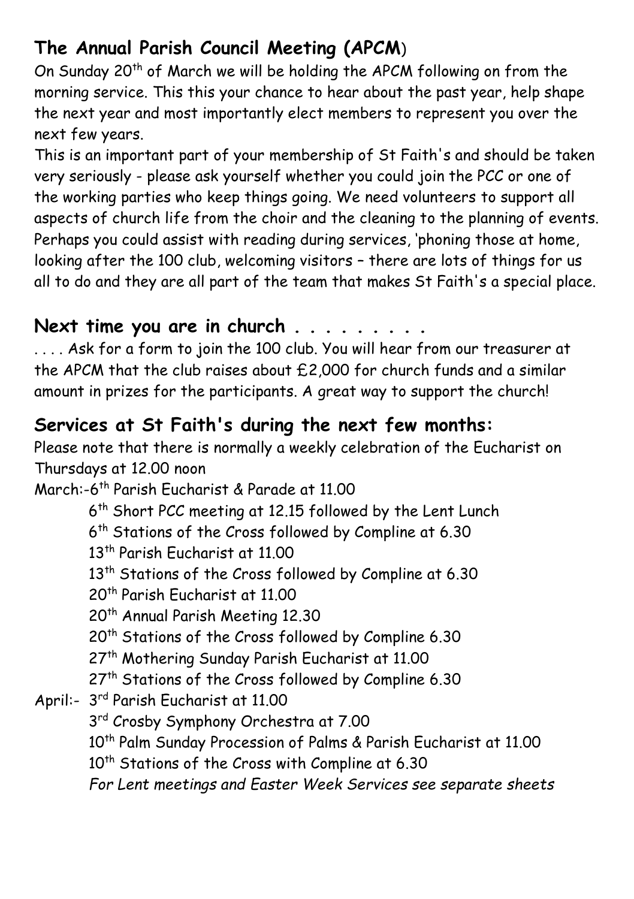## The Annual Parish Council Meeting (APCM)

On Sunday 20th of March we will be holding the APCM following on from the morning service. This this your chance to hear about the past year, help shape the next year and most importantly elect members to represent you over the next few years.

This is an important part of your membership of St Faith's and should be taken very seriously - please ask yourself whether you could join the PCC or one of the working parties who keep things going. We need volunteers to support all aspects of church life from the choir and the cleaning to the planning of events. Perhaps you could assist with reading during services, 'phoning those at home, looking after the 100 club, welcoming visitors – there are lots of things for us all to do and they are all part of the team that makes St Faith's a special place.

## Next time you are in church . . . . . . . . .

. . . . Ask for a form to join the 100 club. You will hear from our treasurer at the APCM that the club raises about £2,000 for church funds and a similar amount in prizes for the participants. A great way to support the church!

## Services at St Faith's during the next few months:

Please note that there is normally a weekly celebration of the Eucharist on Thursdays at 12.00 noon

March:-6th Parish Eucharist & Parade at 11.00
- 6th Short PCC meeting at 12.15 followed by the Lent Lunch
- 6th Stations of the Cross followed by Compline at 6.30
- 13th Parish Eucharist at 11.00
- 13th Stations of the Cross followed by Compline at 6.30
- 20th Parish Eucharist at 11.00
- 20th Annual Parish Meeting 12.30
- 20th Stations of the Cross followed by Compline 6.30
- 27th Mothering Sunday Parish Eucharist at 11.00
- 27th Stations of the Cross followed by Compline 6.30

April:- 3rd Parish Eucharist at 11.00
- 3rd Crosby Symphony Orchestra at 7.00
- 10th Palm Sunday Procession of Palms & Parish Eucharist at 11.00
- 10th Stations of the Cross with Compline at 6.30

*For Lent meetings and Easter Week Services see separate sheets*